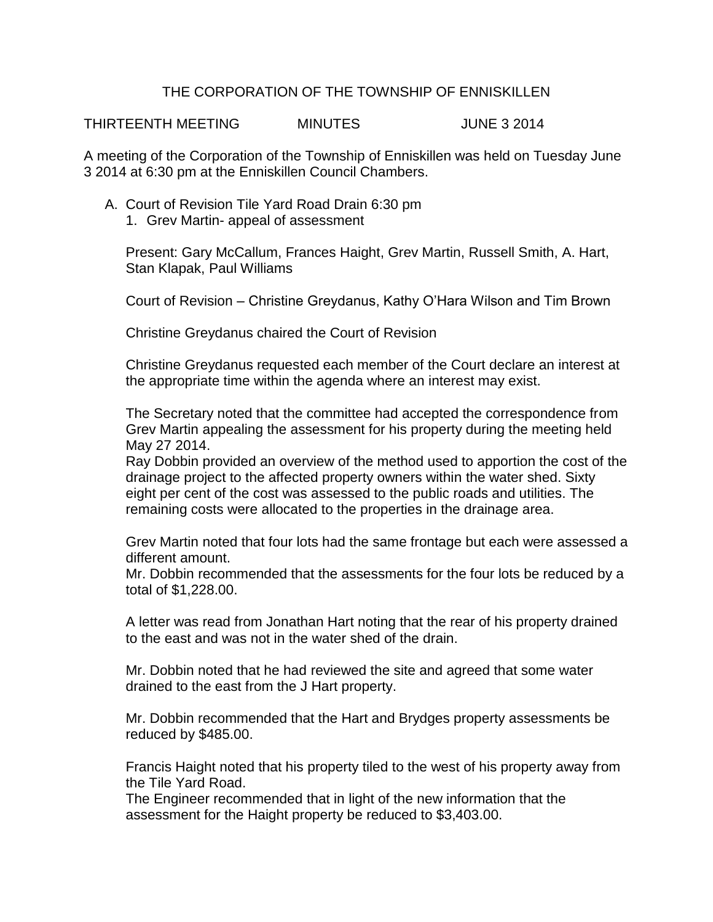# THE CORPORATION OF THE TOWNSHIP OF ENNISKILLEN

THIRTEENTH MEETING MINUTES JUNE 3 2014

A meeting of the Corporation of the Township of Enniskillen was held on Tuesday June 3 2014 at 6:30 pm at the Enniskillen Council Chambers.

A. Court of Revision Tile Yard Road Drain 6:30 pm
   1. Grev Martin- appeal of assessment

   Present: Gary McCallum, Frances Haight, Grev Martin, Russell Smith, A. Hart, Stan Klapak, Paul Williams

   Court of Revision – Christine Greydanus, Kathy O'Hara Wilson and Tim Brown

   Christine Greydanus chaired the Court of Revision

   Christine Greydanus requested each member of the Court declare an interest at the appropriate time within the agenda where an interest may exist.

   The Secretary noted that the committee had accepted the correspondence from Grev Martin appealing the assessment for his property during the meeting held May 27 2014.
   Ray Dobbin provided an overview of the method used to apportion the cost of the drainage project to the affected property owners within the water shed. Sixty eight per cent of the cost was assessed to the public roads and utilities. The remaining costs were allocated to the properties in the drainage area.

   Grev Martin noted that four lots had the same frontage but each were assessed a different amount.
   Mr. Dobbin recommended that the assessments for the four lots be reduced by a total of $1,228.00.

   A letter was read from Jonathan Hart noting that the rear of his property drained to the east and was not in the water shed of the drain.

   Mr. Dobbin noted that he had reviewed the site and agreed that some water drained to the east from the J Hart property.

   Mr. Dobbin recommended that the Hart and Brydges property assessments be reduced by $485.00.

   Francis Haight noted that his property tiled to the west of his property away from the Tile Yard Road.
   The Engineer recommended that in light of the new information that the assessment for the Haight property be reduced to $3,403.00.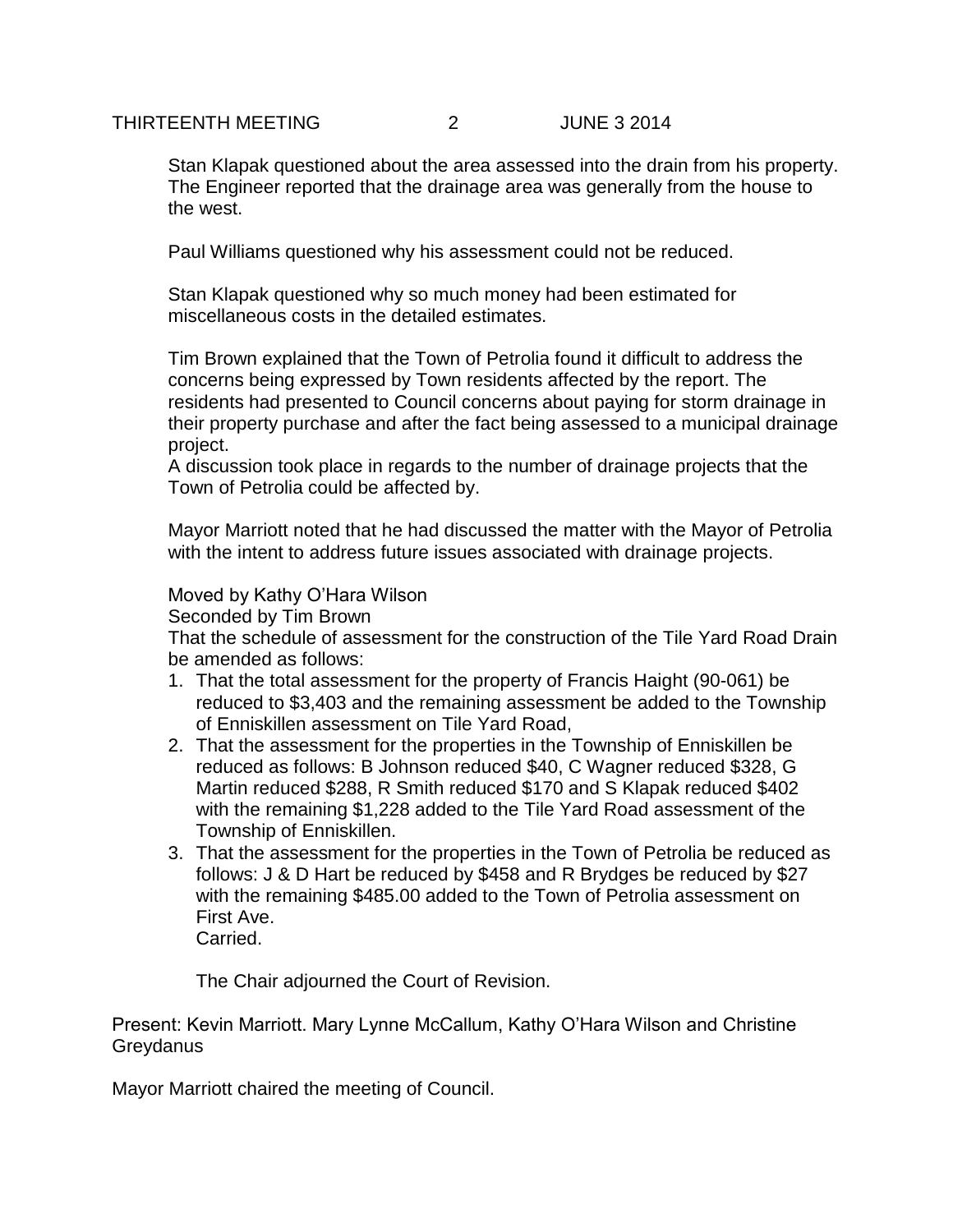Stan Klapak questioned about the area assessed into the drain from his property. The Engineer reported that the drainage area was generally from the house to the west.

Paul Williams questioned why his assessment could not be reduced.

Stan Klapak questioned why so much money had been estimated for miscellaneous costs in the detailed estimates.

Tim Brown explained that the Town of Petrolia found it difficult to address the concerns being expressed by Town residents affected by the report. The residents had presented to Council concerns about paying for storm drainage in their property purchase and after the fact being assessed to a municipal drainage project.
A discussion took place in regards to the number of drainage projects that the Town of Petrolia could be affected by.

Mayor Marriott noted that he had discussed the matter with the Mayor of Petrolia with the intent to address future issues associated with drainage projects.

Moved by Kathy O'Hara Wilson
Seconded by Tim Brown
That the schedule of assessment for the construction of the Tile Yard Road Drain be amended as follows:

1. That the total assessment for the property of Francis Haight (90-061) be reduced to $3,403 and the remaining assessment be added to the Township of Enniskillen assessment on Tile Yard Road,
2. That the assessment for the properties in the Township of Enniskillen be reduced as follows: B Johnson reduced $40, C Wagner reduced $328, G Martin reduced $288, R Smith reduced $170 and S Klapak reduced $402 with the remaining $1,228 added to the Tile Yard Road assessment of the Township of Enniskillen.
3. That the assessment for the properties in the Town of Petrolia be reduced as follows: J & D Hart be reduced by $458 and R Brydges be reduced by $27 with the remaining $485.00 added to the Town of Petrolia assessment on First Ave.
Carried.

The Chair adjourned the Court of Revision.

Present: Kevin Marriott. Mary Lynne McCallum, Kathy O'Hara Wilson and Christine Greydanus

Mayor Marriott chaired the meeting of Council.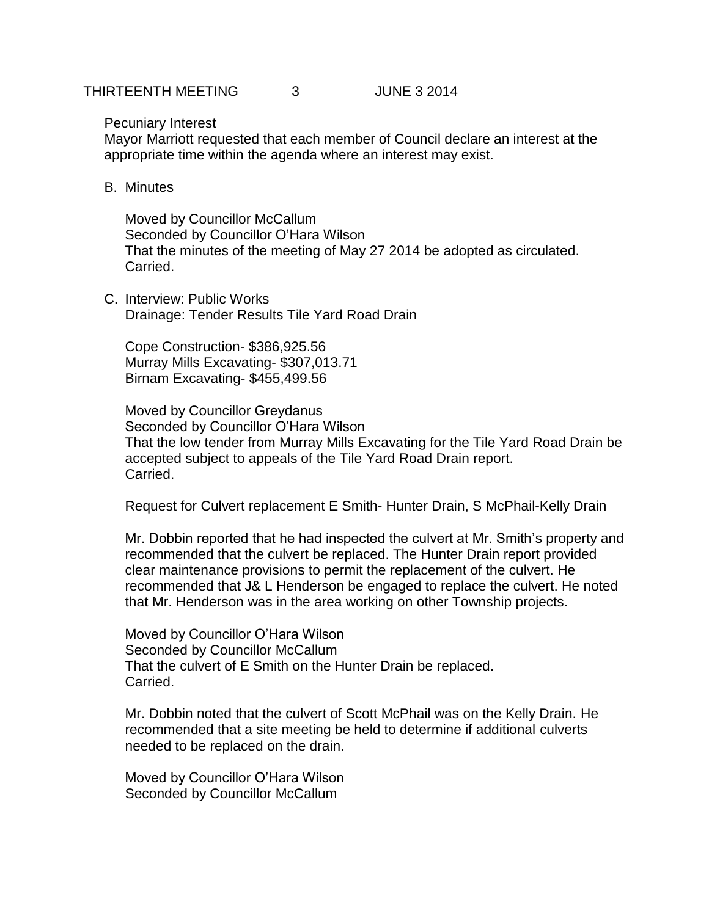Pecuniary Interest
Mayor Marriott requested that each member of Council declare an interest at the appropriate time within the agenda where an interest may exist.

B. Minutes

Moved by Councillor McCallum
Seconded by Councillor O'Hara Wilson
That the minutes of the meeting of May 27 2014 be adopted as circulated.
Carried.

C. Interview: Public Works
Drainage: Tender Results Tile Yard Road Drain

Cope Construction- $386,925.56
Murray Mills Excavating- $307,013.71
Birnam Excavating- $455,499.56

Moved by Councillor Greydanus
Seconded by Councillor O'Hara Wilson
That the low tender from Murray Mills Excavating for the Tile Yard Road Drain be accepted subject to appeals of the Tile Yard Road Drain report.
Carried.

Request for Culvert replacement E Smith- Hunter Drain, S McPhail-Kelly Drain

Mr. Dobbin reported that he had inspected the culvert at Mr. Smith's property and recommended that the culvert be replaced. The Hunter Drain report provided clear maintenance provisions to permit the replacement of the culvert. He recommended that J& L Henderson be engaged to replace the culvert. He noted that Mr. Henderson was in the area working on other Township projects.

Moved by Councillor O'Hara Wilson
Seconded by Councillor McCallum
That the culvert of E Smith on the Hunter Drain be replaced.
Carried.

Mr. Dobbin noted that the culvert of Scott McPhail was on the Kelly Drain. He recommended that a site meeting be held to determine if additional culverts needed to be replaced on the drain.

Moved by Councillor O'Hara Wilson
Seconded by Councillor McCallum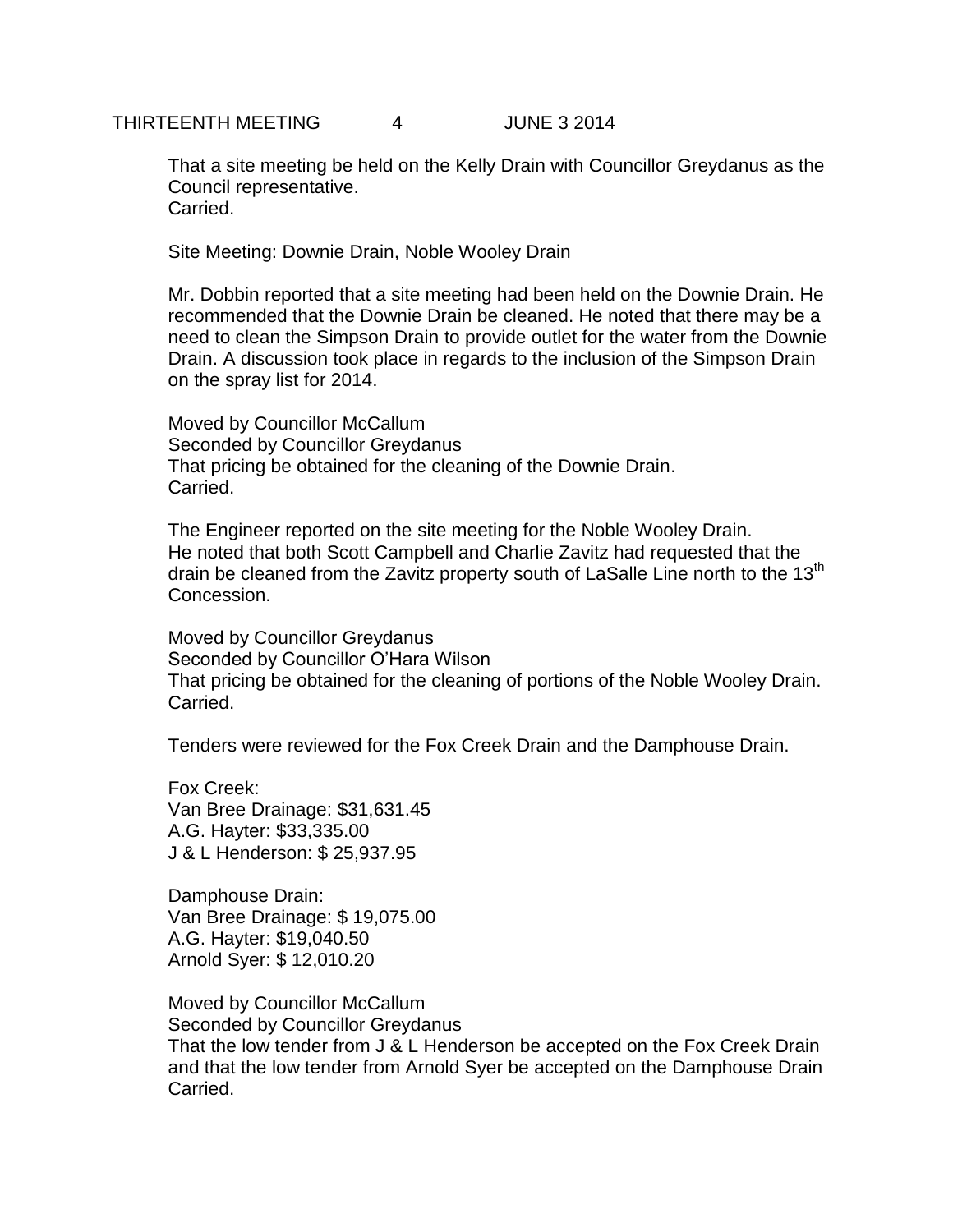That a site meeting be held on the Kelly Drain with Councillor Greydanus as the Council representative.
Carried.

Site Meeting: Downie Drain, Noble Wooley Drain

Mr. Dobbin reported that a site meeting had been held on the Downie Drain. He recommended that the Downie Drain be cleaned. He noted that there may be a need to clean the Simpson Drain to provide outlet for the water from the Downie Drain. A discussion took place in regards to the inclusion of the Simpson Drain on the spray list for 2014.

Moved by Councillor McCallum
Seconded by Councillor Greydanus
That pricing be obtained for the cleaning of the Downie Drain.
Carried.

The Engineer reported on the site meeting for the Noble Wooley Drain. He noted that both Scott Campbell and Charlie Zavitz had requested that the drain be cleaned from the Zavitz property south of LaSalle Line north to the 13th Concession.

Moved by Councillor Greydanus
Seconded by Councillor O'Hara Wilson
That pricing be obtained for the cleaning of portions of the Noble Wooley Drain.
Carried.

Tenders were reviewed for the Fox Creek Drain and the Damphouse Drain.

Fox Creek:
Van Bree Drainage: $31,631.45
A.G. Hayter: $33,335.00
J & L Henderson: $ 25,937.95

Damphouse Drain:
Van Bree Drainage: $ 19,075.00
A.G. Hayter: $19,040.50
Arnold Syer: $ 12,010.20

Moved by Councillor McCallum
Seconded by Councillor Greydanus
That the low tender from J & L Henderson be accepted on the Fox Creek Drain and that the low tender from Arnold Syer be accepted on the Damphouse Drain
Carried.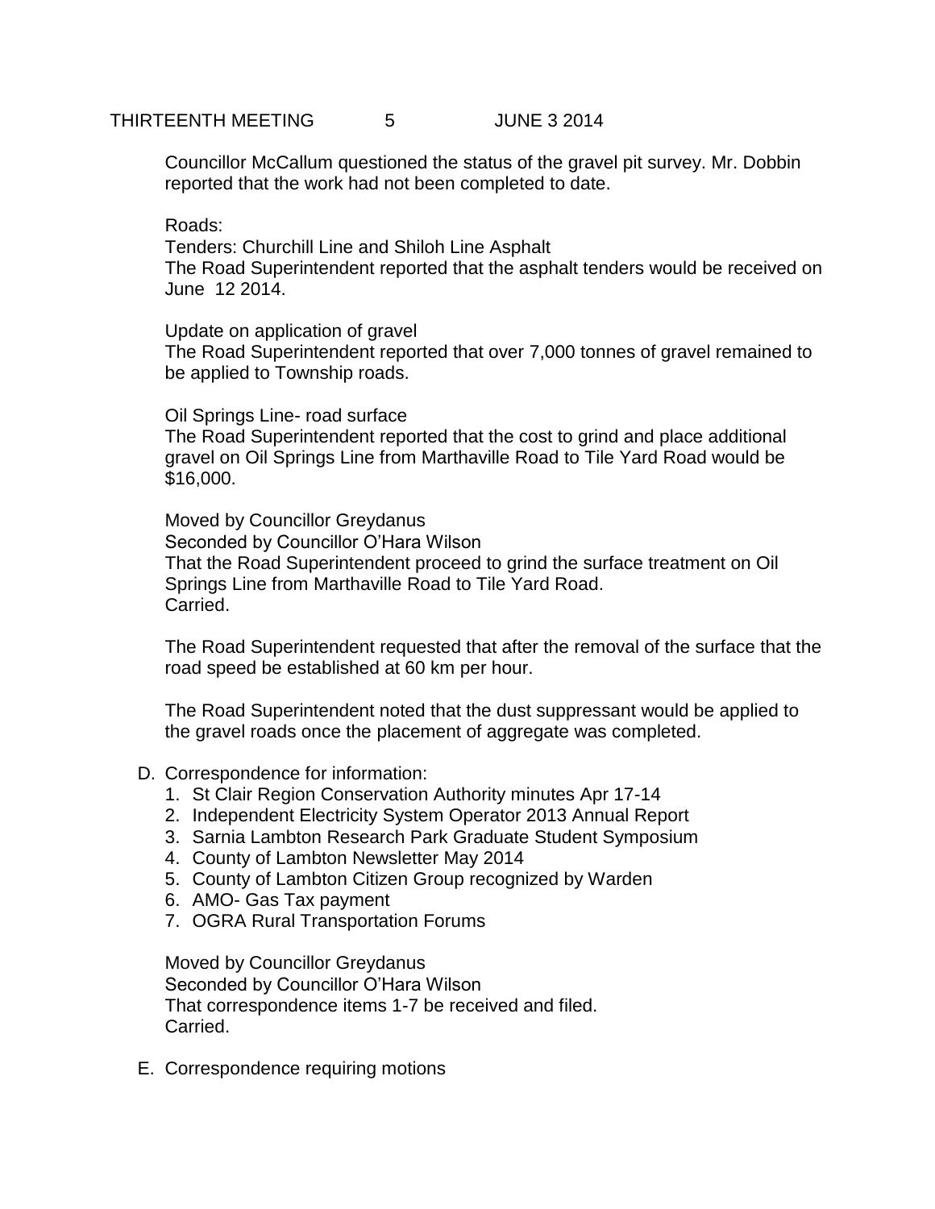Councillor McCallum questioned the status of the gravel pit survey. Mr. Dobbin reported that the work had not been completed to date.

Roads:
Tenders: Churchill Line and Shiloh Line Asphalt
The Road Superintendent reported that the asphalt tenders would be received on June 12 2014.

Update on application of gravel
The Road Superintendent reported that over 7,000 tonnes of gravel remained to be applied to Township roads.

Oil Springs Line- road surface
The Road Superintendent reported that the cost to grind and place additional gravel on Oil Springs Line from Marthaville Road to Tile Yard Road would be $16,000.

Moved by Councillor Greydanus
Seconded by Councillor O'Hara Wilson
That the Road Superintendent proceed to grind the surface treatment on Oil Springs Line from Marthaville Road to Tile Yard Road.
Carried.

The Road Superintendent requested that after the removal of the surface that the road speed be established at 60 km per hour.

The Road Superintendent noted that the dust suppressant would be applied to the gravel roads once the placement of aggregate was completed.

D. Correspondence for information:
1. St Clair Region Conservation Authority minutes Apr 17-14
2. Independent Electricity System Operator 2013 Annual Report
3. Sarnia Lambton Research Park Graduate Student Symposium
4. County of Lambton Newsletter May 2014
5. County of Lambton Citizen Group recognized by Warden
6. AMO- Gas Tax payment
7. OGRA Rural Transportation Forums

Moved by Councillor Greydanus
Seconded by Councillor O'Hara Wilson
That correspondence items 1-7 be received and filed.
Carried.

E. Correspondence requiring motions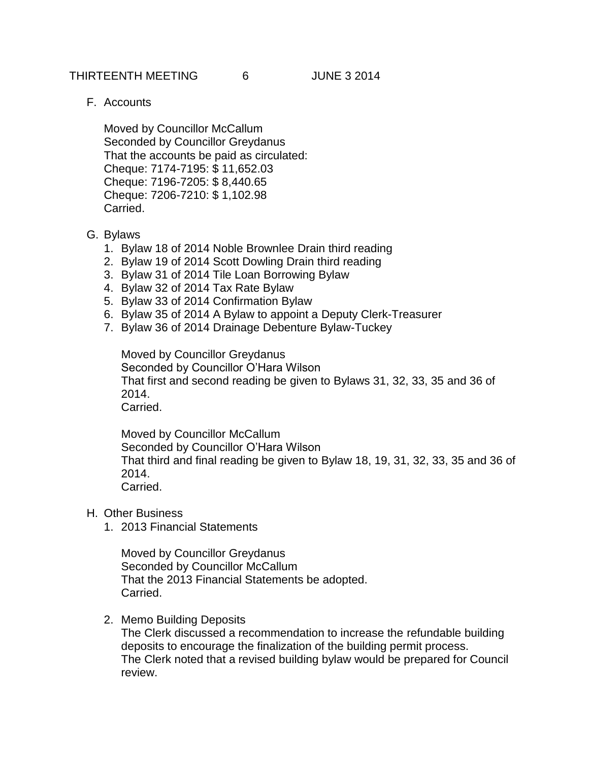F. Accounts

Moved by Councillor McCallum
Seconded by Councillor Greydanus
That the accounts be paid as circulated:
Cheque: 7174-7195: $ 11,652.03
Cheque: 7196-7205: $ 8,440.65
Cheque: 7206-7210: $ 1,102.98
Carried.

G. Bylaws

1. Bylaw 18 of 2014 Noble Brownlee Drain third reading
2. Bylaw 19 of 2014 Scott Dowling Drain third reading
3. Bylaw 31 of 2014 Tile Loan Borrowing Bylaw
4. Bylaw 32 of 2014 Tax Rate Bylaw
5. Bylaw 33 of 2014 Confirmation Bylaw
6. Bylaw 35 of 2014 A Bylaw to appoint a Deputy Clerk-Treasurer
7. Bylaw 36 of 2014 Drainage Debenture Bylaw-Tuckey

Moved by Councillor Greydanus
Seconded by Councillor O'Hara Wilson
That first and second reading be given to Bylaws 31, 32, 33, 35 and 36 of 2014.
Carried.

Moved by Councillor McCallum
Seconded by Councillor O'Hara Wilson
That third and final reading be given to Bylaw 18, 19, 31, 32, 33, 35 and 36 of 2014.
Carried.

H. Other Business

1. 2013 Financial Statements

Moved by Councillor Greydanus
Seconded by Councillor McCallum
That the 2013 Financial Statements be adopted.
Carried.

2. Memo Building Deposits
The Clerk discussed a recommendation to increase the refundable building deposits to encourage the finalization of the building permit process.
The Clerk noted that a revised building bylaw would be prepared for Council review.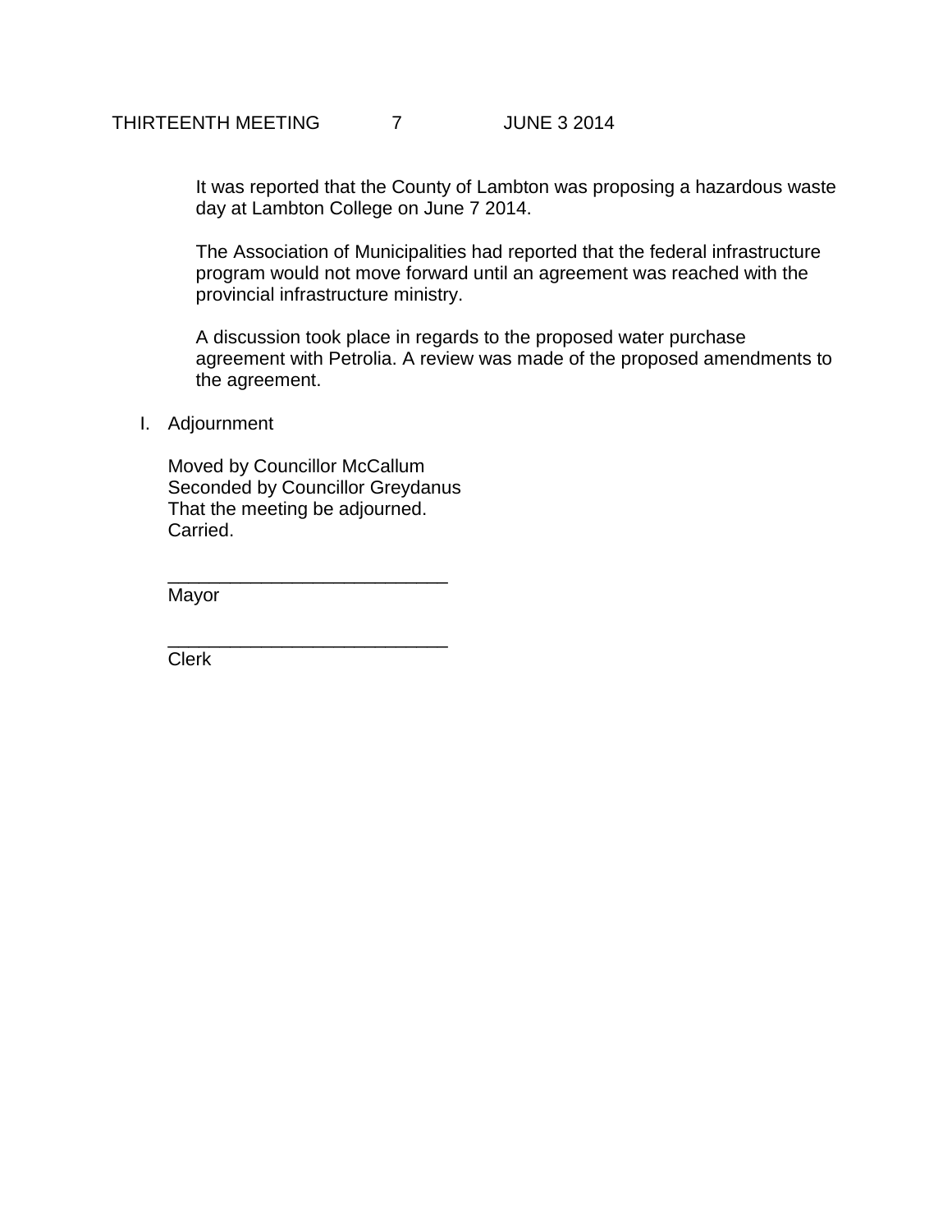It was reported that the County of Lambton was proposing a hazardous waste day at Lambton College on June 7 2014.

The Association of Municipalities had reported that the federal infrastructure program would not move forward until an agreement was reached with the provincial infrastructure ministry.

A discussion took place in regards to the proposed water purchase agreement with Petrolia. A review was made of the proposed amendments to the agreement.

I. Adjournment

Moved by Councillor McCallum
Seconded by Councillor Greydanus
That the meeting be adjourned.
Carried.

___________________________
Mayor

___________________________
Clerk